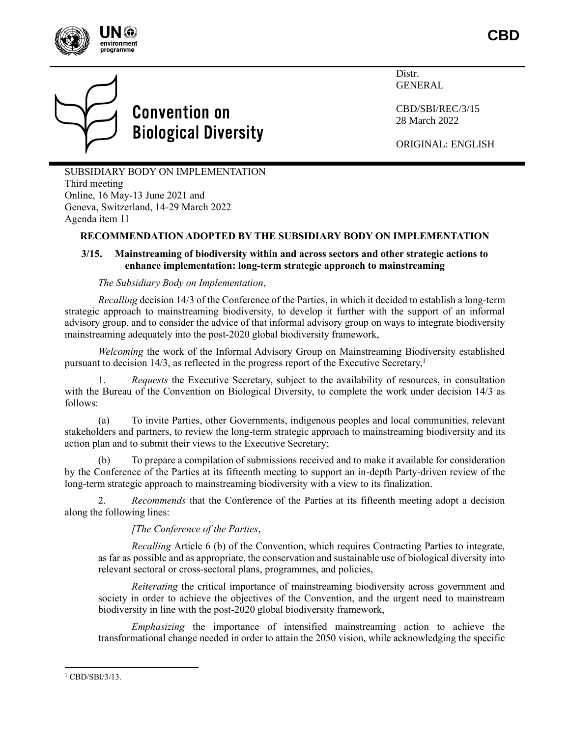CBD

Distr.
GENERAL

CBD/SBI/REC/3/15
28 March 2022

ORIGINAL: ENGLISH

SUBSIDIARY BODY ON IMPLEMENTATION
Third meeting
Online, 16 May-13 June 2021 and
Geneva, Switzerland, 14-29 March 2022
Agenda item 11

**RECOMMENDATION ADOPTED BY THE SUBSIDIARY BODY ON IMPLEMENTATION**

**3/15. Mainstreaming of biodiversity within and across sectors and other strategic actions to enhance implementation: long-term strategic approach to mainstreaming**

*The Subsidiary Body on Implementation*,

*Recalling* decision 14/3 of the Conference of the Parties, in which it decided to establish a long-term strategic approach to mainstreaming biodiversity, to develop it further with the support of an informal advisory group, and to consider the advice of that informal advisory group on ways to integrate biodiversity mainstreaming adequately into the post-2020 global biodiversity framework,

*Welcoming* the work of the Informal Advisory Group on Mainstreaming Biodiversity established pursuant to decision 14/3, as reflected in the progress report of the Executive Secretary,[1]

1. *Requests* the Executive Secretary, subject to the availability of resources, in consultation with the Bureau of the Convention on Biological Diversity, to complete the work under decision 14/3 as follows:

(a) To invite Parties, other Governments, indigenous peoples and local communities, relevant stakeholders and partners, to review the long-term strategic approach to mainstreaming biodiversity and its action plan and to submit their views to the Executive Secretary;

(b) To prepare a compilation of submissions received and to make it available for consideration by the Conference of the Parties at its fifteenth meeting to support an in-depth Party-driven review of the long-term strategic approach to mainstreaming biodiversity with a view to its finalization.

2. *Recommends* that the Conference of the Parties at its fifteenth meeting adopt a decision along the following lines:

*[The Conference of the Parties*,

*Recalling* Article 6 (b) of the Convention, which requires Contracting Parties to integrate, as far as possible and as appropriate, the conservation and sustainable use of biological diversity into relevant sectoral or cross-sectoral plans, programmes, and policies,

*Reiterating* the critical importance of mainstreaming biodiversity across government and society in order to achieve the objectives of the Convention, and the urgent need to mainstream biodiversity in line with the post-2020 global biodiversity framework,

*Emphasizing* the importance of intensified mainstreaming action to achieve the transformational change needed in order to attain the 2050 vision, while acknowledging the specific

[1] CBD/SBI/3/13.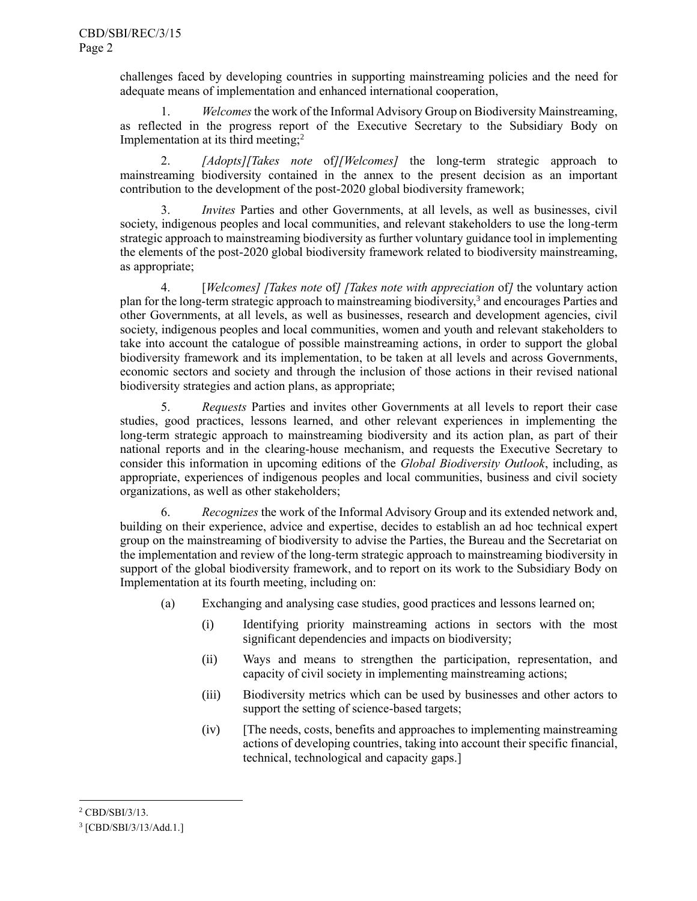challenges faced by developing countries in supporting mainstreaming policies and the need for adequate means of implementation and enhanced international cooperation,

1. *Welcomes* the work of the Informal Advisory Group on Biodiversity Mainstreaming, as reflected in the progress report of the Executive Secretary to the Subsidiary Body on Implementation at its third meeting;[2]

2. *[Adopts][Takes note* of*][Welcomes]* the long-term strategic approach to mainstreaming biodiversity contained in the annex to the present decision as an important contribution to the development of the post-2020 global biodiversity framework;

3. *Invites* Parties and other Governments, at all levels, as well as businesses, civil society, indigenous peoples and local communities, and relevant stakeholders to use the long-term strategic approach to mainstreaming biodiversity as further voluntary guidance tool in implementing the elements of the post-2020 global biodiversity framework related to biodiversity mainstreaming, as appropriate;

4. [*Welcomes] [Takes note* of*] [Takes note with appreciation* of*]* the voluntary action plan for the long-term strategic approach to mainstreaming biodiversity,[3] and encourages Parties and other Governments, at all levels, as well as businesses, research and development agencies, civil society, indigenous peoples and local communities, women and youth and relevant stakeholders to take into account the catalogue of possible mainstreaming actions, in order to support the global biodiversity framework and its implementation, to be taken at all levels and across Governments, economic sectors and society and through the inclusion of those actions in their revised national biodiversity strategies and action plans, as appropriate;

5. *Requests* Parties and invites other Governments at all levels to report their case studies, good practices, lessons learned, and other relevant experiences in implementing the long-term strategic approach to mainstreaming biodiversity and its action plan, as part of their national reports and in the clearing-house mechanism, and requests the Executive Secretary to consider this information in upcoming editions of the *Global Biodiversity Outlook*, including, as appropriate, experiences of indigenous peoples and local communities, business and civil society organizations, as well as other stakeholders;

6. *Recognizes* the work of the Informal Advisory Group and its extended network and, building on their experience, advice and expertise, decides to establish an ad hoc technical expert group on the mainstreaming of biodiversity to advise the Parties, the Bureau and the Secretariat on the implementation and review of the long-term strategic approach to mainstreaming biodiversity in support of the global biodiversity framework, and to report on its work to the Subsidiary Body on Implementation at its fourth meeting, including on:

(a) Exchanging and analysing case studies, good practices and lessons learned on;

(i) Identifying priority mainstreaming actions in sectors with the most significant dependencies and impacts on biodiversity;

(ii) Ways and means to strengthen the participation, representation, and capacity of civil society in implementing mainstreaming actions;

(iii) Biodiversity metrics which can be used by businesses and other actors to support the setting of science-based targets;

(iv) [The needs, costs, benefits and approaches to implementing mainstreaming actions of developing countries, taking into account their specific financial, technical, technological and capacity gaps.]

---

[2] CBD/SBI/3/13.

[3] [CBD/SBI/3/13/Add.1.]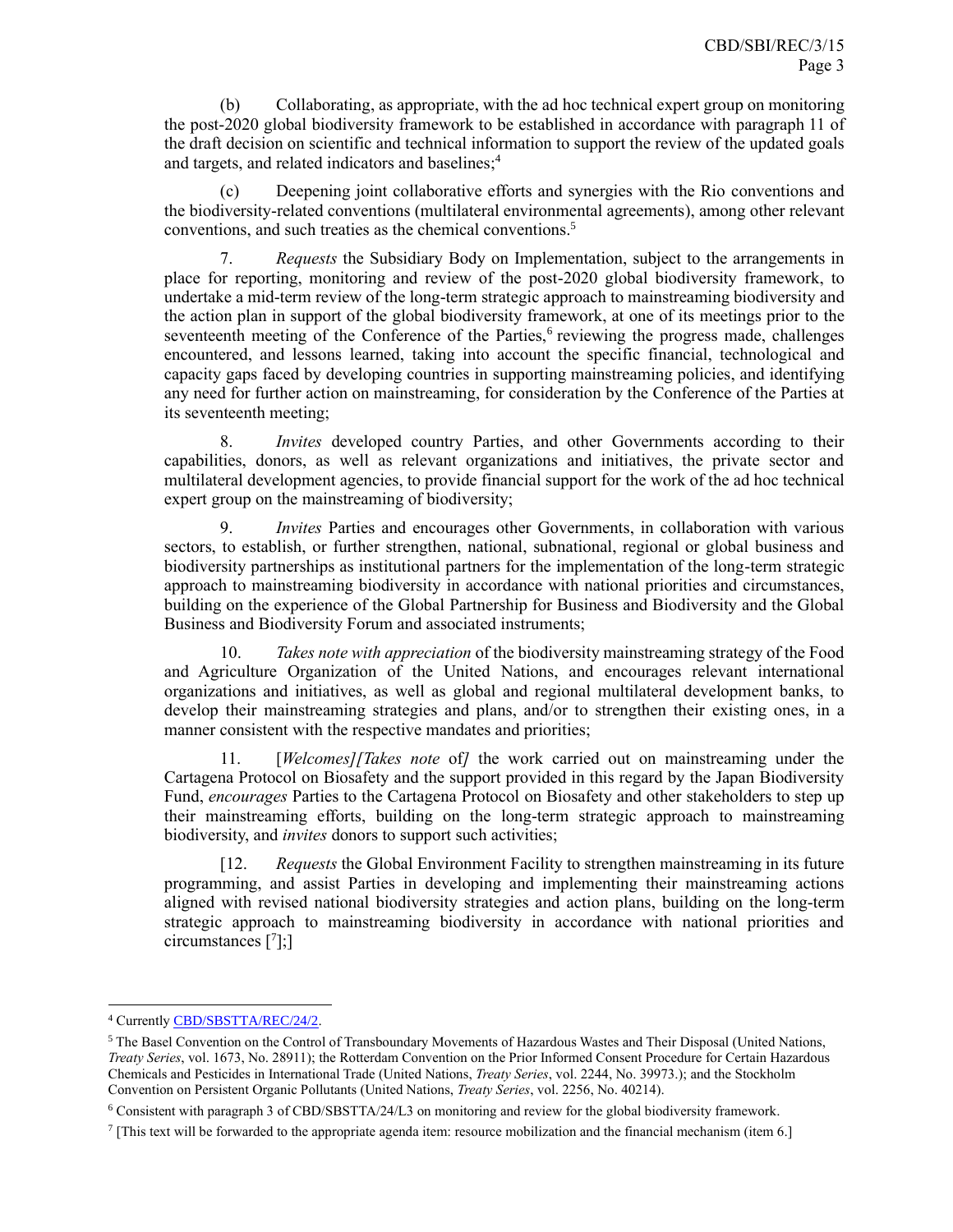(b) Collaborating, as appropriate, with the ad hoc technical expert group on monitoring the post-2020 global biodiversity framework to be established in accordance with paragraph 11 of the draft decision on scientific and technical information to support the review of the updated goals and targets, and related indicators and baselines;[4]

(c) Deepening joint collaborative efforts and synergies with the Rio conventions and the biodiversity-related conventions (multilateral environmental agreements), among other relevant conventions, and such treaties as the chemical conventions.[5]

7. *Requests* the Subsidiary Body on Implementation, subject to the arrangements in place for reporting, monitoring and review of the post-2020 global biodiversity framework, to undertake a mid-term review of the long-term strategic approach to mainstreaming biodiversity and the action plan in support of the global biodiversity framework, at one of its meetings prior to the seventeenth meeting of the Conference of the Parties,[6] reviewing the progress made, challenges encountered, and lessons learned, taking into account the specific financial, technological and capacity gaps faced by developing countries in supporting mainstreaming policies, and identifying any need for further action on mainstreaming, for consideration by the Conference of the Parties at its seventeenth meeting;

8. *Invites* developed country Parties, and other Governments according to their capabilities, donors, as well as relevant organizations and initiatives, the private sector and multilateral development agencies, to provide financial support for the work of the ad hoc technical expert group on the mainstreaming of biodiversity;

9. *Invites* Parties and encourages other Governments, in collaboration with various sectors, to establish, or further strengthen, national, subnational, regional or global business and biodiversity partnerships as institutional partners for the implementation of the long-term strategic approach to mainstreaming biodiversity in accordance with national priorities and circumstances, building on the experience of the Global Partnership for Business and Biodiversity and the Global Business and Biodiversity Forum and associated instruments;

10. *Takes note with appreciation* of the biodiversity mainstreaming strategy of the Food and Agriculture Organization of the United Nations, and encourages relevant international organizations and initiatives, as well as global and regional multilateral development banks, to develop their mainstreaming strategies and plans, and/or to strengthen their existing ones, in a manner consistent with the respective mandates and priorities;

11. [*Welcomes*][*Takes note* of] the work carried out on mainstreaming under the Cartagena Protocol on Biosafety and the support provided in this regard by the Japan Biodiversity Fund, *encourages* Parties to the Cartagena Protocol on Biosafety and other stakeholders to step up their mainstreaming efforts, building on the long-term strategic approach to mainstreaming biodiversity, and *invites* donors to support such activities;

[12. *Requests* the Global Environment Facility to strengthen mainstreaming in its future programming, and assist Parties in developing and implementing their mainstreaming actions aligned with revised national biodiversity strategies and action plans, building on the long-term strategic approach to mainstreaming biodiversity in accordance with national priorities and circumstances [[7]];]

---

[4] Currently CBD/SBSTTA/REC/24/2.

[5] The Basel Convention on the Control of Transboundary Movements of Hazardous Wastes and Their Disposal (United Nations, *Treaty Series*, vol. 1673, No. 28911); the Rotterdam Convention on the Prior Informed Consent Procedure for Certain Hazardous Chemicals and Pesticides in International Trade (United Nations, *Treaty Series*, vol. 2244, No. 39973.); and the Stockholm Convention on Persistent Organic Pollutants (United Nations, *Treaty Series*, vol. 2256, No. 40214).

[6] Consistent with paragraph 3 of CBD/SBSTTA/24/L3 on monitoring and review for the global biodiversity framework.

[7] [This text will be forwarded to the appropriate agenda item: resource mobilization and the financial mechanism (item 6.]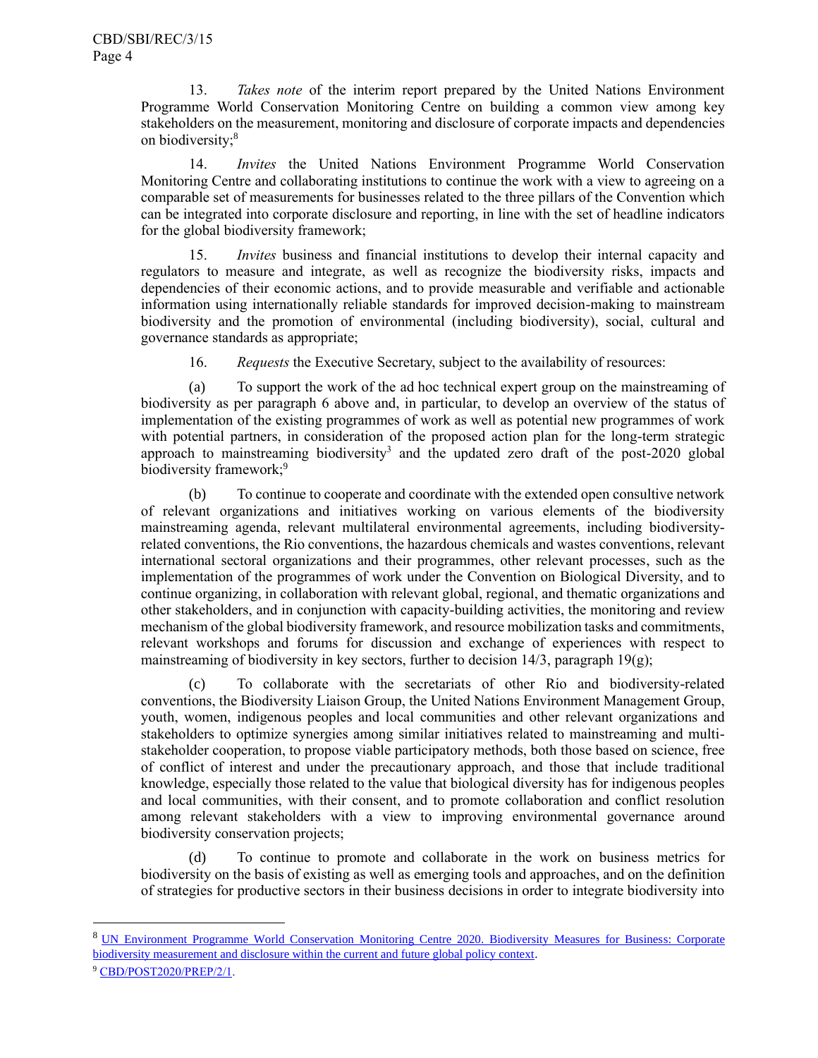13. *Takes note* of the interim report prepared by the United Nations Environment Programme World Conservation Monitoring Centre on building a common view among key stakeholders on the measurement, monitoring and disclosure of corporate impacts and dependencies on biodiversity;[8]

14. *Invites* the United Nations Environment Programme World Conservation Monitoring Centre and collaborating institutions to continue the work with a view to agreeing on a comparable set of measurements for businesses related to the three pillars of the Convention which can be integrated into corporate disclosure and reporting, in line with the set of headline indicators for the global biodiversity framework;

15. *Invites* business and financial institutions to develop their internal capacity and regulators to measure and integrate, as well as recognize the biodiversity risks, impacts and dependencies of their economic actions, and to provide measurable and verifiable and actionable information using internationally reliable standards for improved decision-making to mainstream biodiversity and the promotion of environmental (including biodiversity), social, cultural and governance standards as appropriate;

16. *Requests* the Executive Secretary, subject to the availability of resources:

(a) To support the work of the ad hoc technical expert group on the mainstreaming of biodiversity as per paragraph 6 above and, in particular, to develop an overview of the status of implementation of the existing programmes of work as well as potential new programmes of work with potential partners, in consideration of the proposed action plan for the long-term strategic approach to mainstreaming biodiversity[3] and the updated zero draft of the post-2020 global biodiversity framework;[9]

(b) To continue to cooperate and coordinate with the extended open consultive network of relevant organizations and initiatives working on various elements of the biodiversity mainstreaming agenda, relevant multilateral environmental agreements, including biodiversity-related conventions, the Rio conventions, the hazardous chemicals and wastes conventions, relevant international sectoral organizations and their programmes, other relevant processes, such as the implementation of the programmes of work under the Convention on Biological Diversity, and to continue organizing, in collaboration with relevant global, regional, and thematic organizations and other stakeholders, and in conjunction with capacity-building activities, the monitoring and review mechanism of the global biodiversity framework, and resource mobilization tasks and commitments, relevant workshops and forums for discussion and exchange of experiences with respect to mainstreaming of biodiversity in key sectors, further to decision 14/3, paragraph 19(g);

(c) To collaborate with the secretariats of other Rio and biodiversity-related conventions, the Biodiversity Liaison Group, the United Nations Environment Management Group, youth, women, indigenous peoples and local communities and other relevant organizations and stakeholders to optimize synergies among similar initiatives related to mainstreaming and multi-stakeholder cooperation, to propose viable participatory methods, both those based on science, free of conflict of interest and under the precautionary approach, and those that include traditional knowledge, especially those related to the value that biological diversity has for indigenous peoples and local communities, with their consent, and to promote collaboration and conflict resolution among relevant stakeholders with a view to improving environmental governance around biodiversity conservation projects;

(d) To continue to promote and collaborate in the work on business metrics for biodiversity on the basis of existing as well as emerging tools and approaches, and on the definition of strategies for productive sectors in their business decisions in order to integrate biodiversity into

---

[8] UN Environment Programme World Conservation Monitoring Centre 2020. Biodiversity Measures for Business: Corporate biodiversity measurement and disclosure within the current and future global policy context.

[9] CBD/POST2020/PREP/2/1.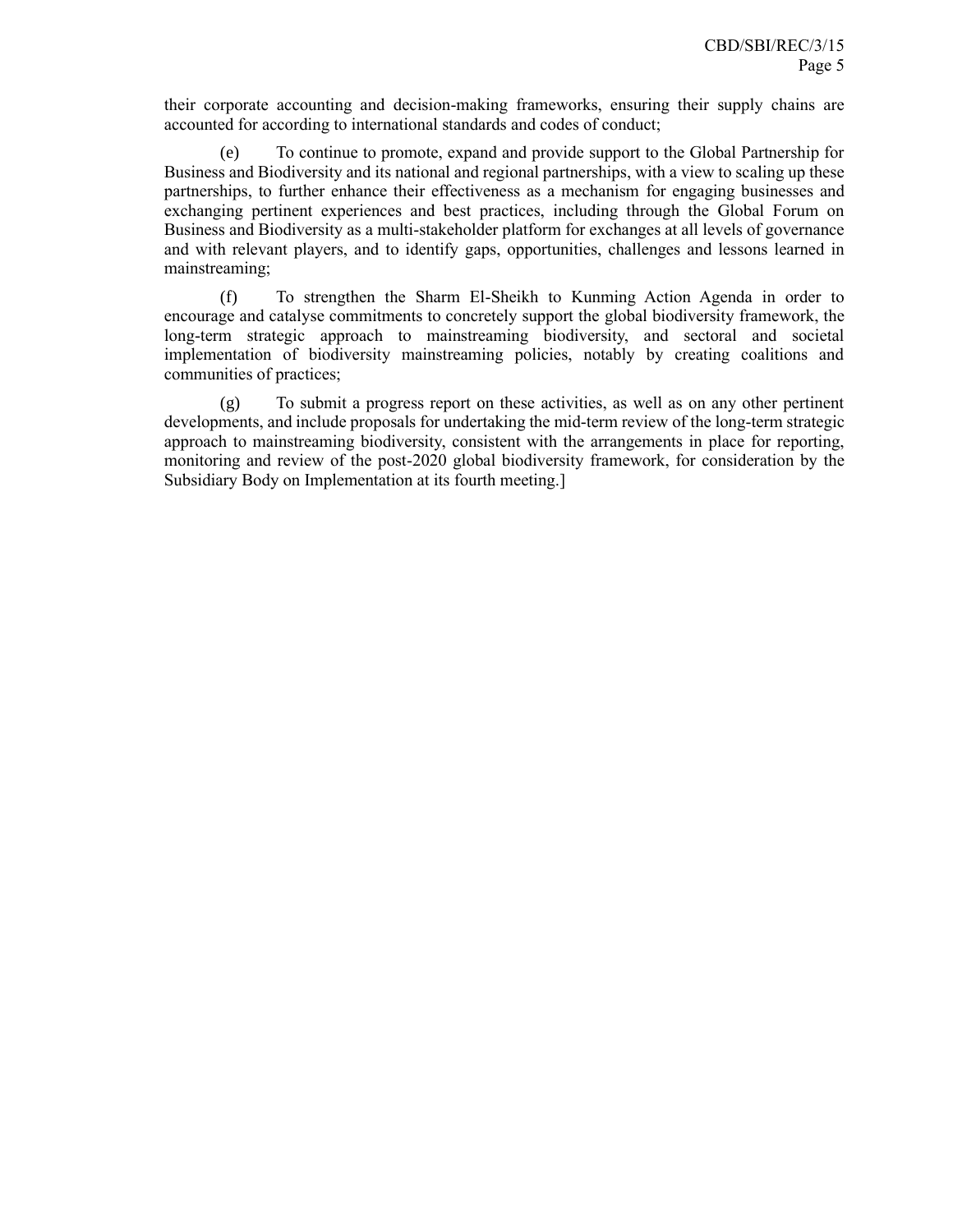their corporate accounting and decision-making frameworks, ensuring their supply chains are accounted for according to international standards and codes of conduct;

(e) To continue to promote, expand and provide support to the Global Partnership for Business and Biodiversity and its national and regional partnerships, with a view to scaling up these partnerships, to further enhance their effectiveness as a mechanism for engaging businesses and exchanging pertinent experiences and best practices, including through the Global Forum on Business and Biodiversity as a multi-stakeholder platform for exchanges at all levels of governance and with relevant players, and to identify gaps, opportunities, challenges and lessons learned in mainstreaming;

(f) To strengthen the Sharm El-Sheikh to Kunming Action Agenda in order to encourage and catalyse commitments to concretely support the global biodiversity framework, the long-term strategic approach to mainstreaming biodiversity, and sectoral and societal implementation of biodiversity mainstreaming policies, notably by creating coalitions and communities of practices;

(g) To submit a progress report on these activities, as well as on any other pertinent developments, and include proposals for undertaking the mid-term review of the long-term strategic approach to mainstreaming biodiversity, consistent with the arrangements in place for reporting, monitoring and review of the post-2020 global biodiversity framework, for consideration by the Subsidiary Body on Implementation at its fourth meeting.]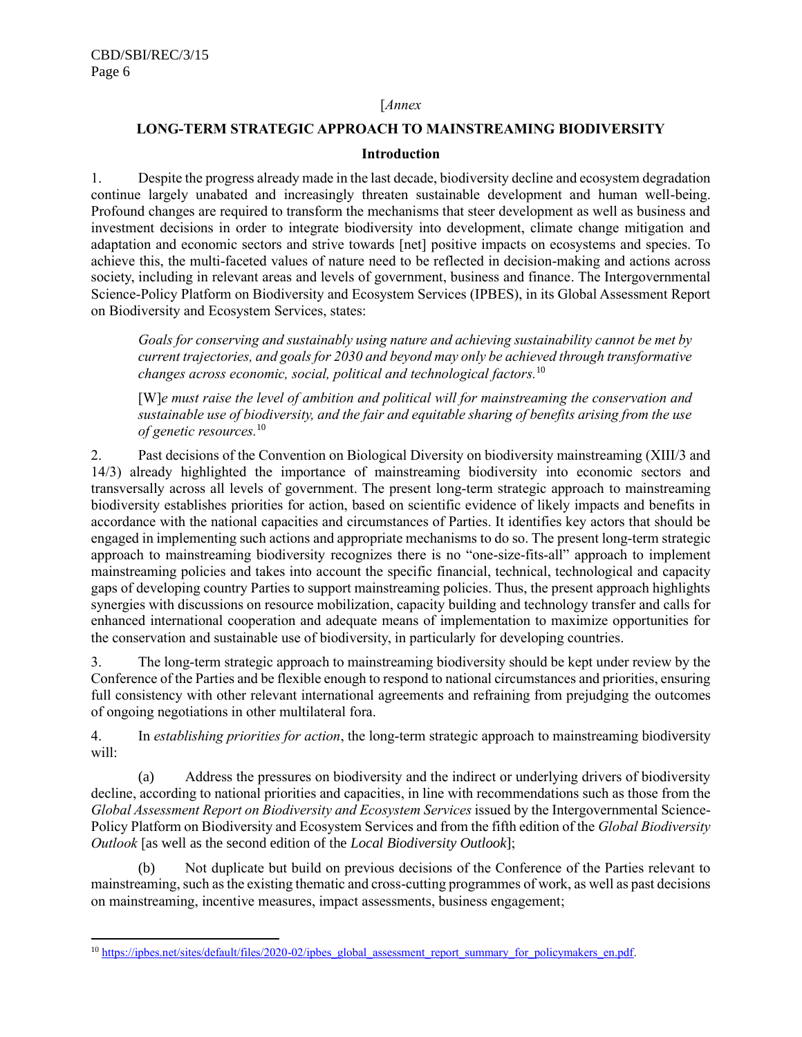[*Annex*

## LONG-TERM STRATEGIC APPROACH TO MAINSTREAMING BIODIVERSITY

### Introduction

1. Despite the progress already made in the last decade, biodiversity decline and ecosystem degradation continue largely unabated and increasingly threaten sustainable development and human well-being. Profound changes are required to transform the mechanisms that steer development as well as business and investment decisions in order to integrate biodiversity into development, climate change mitigation and adaptation and economic sectors and strive towards [net] positive impacts on ecosystems and species. To achieve this, the multi-faceted values of nature need to be reflected in decision-making and actions across society, including in relevant areas and levels of government, business and finance. The Intergovernmental Science-Policy Platform on Biodiversity and Ecosystem Services (IPBES), in its Global Assessment Report on Biodiversity and Ecosystem Services, states:

> *Goals for conserving and sustainably using nature and achieving sustainability cannot be met by current trajectories, and goals for 2030 and beyond may only be achieved through transformative changes across economic, social, political and technological factors.*[10]
>
> [W]*e must raise the level of ambition and political will for mainstreaming the conservation and sustainable use of biodiversity, and the fair and equitable sharing of benefits arising from the use of genetic resources.*[10]

2. Past decisions of the Convention on Biological Diversity on biodiversity mainstreaming (XIII/3 and 14/3) already highlighted the importance of mainstreaming biodiversity into economic sectors and transversally across all levels of government. The present long-term strategic approach to mainstreaming biodiversity establishes priorities for action, based on scientific evidence of likely impacts and benefits in accordance with the national capacities and circumstances of Parties. It identifies key actors that should be engaged in implementing such actions and appropriate mechanisms to do so. The present long-term strategic approach to mainstreaming biodiversity recognizes there is no "one-size-fits-all" approach to implement mainstreaming policies and takes into account the specific financial, technical, technological and capacity gaps of developing country Parties to support mainstreaming policies. Thus, the present approach highlights synergies with discussions on resource mobilization, capacity building and technology transfer and calls for enhanced international cooperation and adequate means of implementation to maximize opportunities for the conservation and sustainable use of biodiversity, in particularly for developing countries.

3. The long-term strategic approach to mainstreaming biodiversity should be kept under review by the Conference of the Parties and be flexible enough to respond to national circumstances and priorities, ensuring full consistency with other relevant international agreements and refraining from prejudging the outcomes of ongoing negotiations in other multilateral fora.

4. In *establishing priorities for action*, the long-term strategic approach to mainstreaming biodiversity will:

(a) Address the pressures on biodiversity and the indirect or underlying drivers of biodiversity decline, according to national priorities and capacities, in line with recommendations such as those from the *Global Assessment Report on Biodiversity and Ecosystem Services* issued by the Intergovernmental Science-Policy Platform on Biodiversity and Ecosystem Services and from the fifth edition of the *Global Biodiversity Outlook* [as well as the second edition of the *Local Biodiversity Outlook*];

(b) Not duplicate but build on previous decisions of the Conference of the Parties relevant to mainstreaming, such as the existing thematic and cross-cutting programmes of work, as well as past decisions on mainstreaming, incentive measures, impact assessments, business engagement;

[10] https://ipbes.net/sites/default/files/2020-02/ipbes_global_assessment_report_summary_for_policymakers_en.pdf.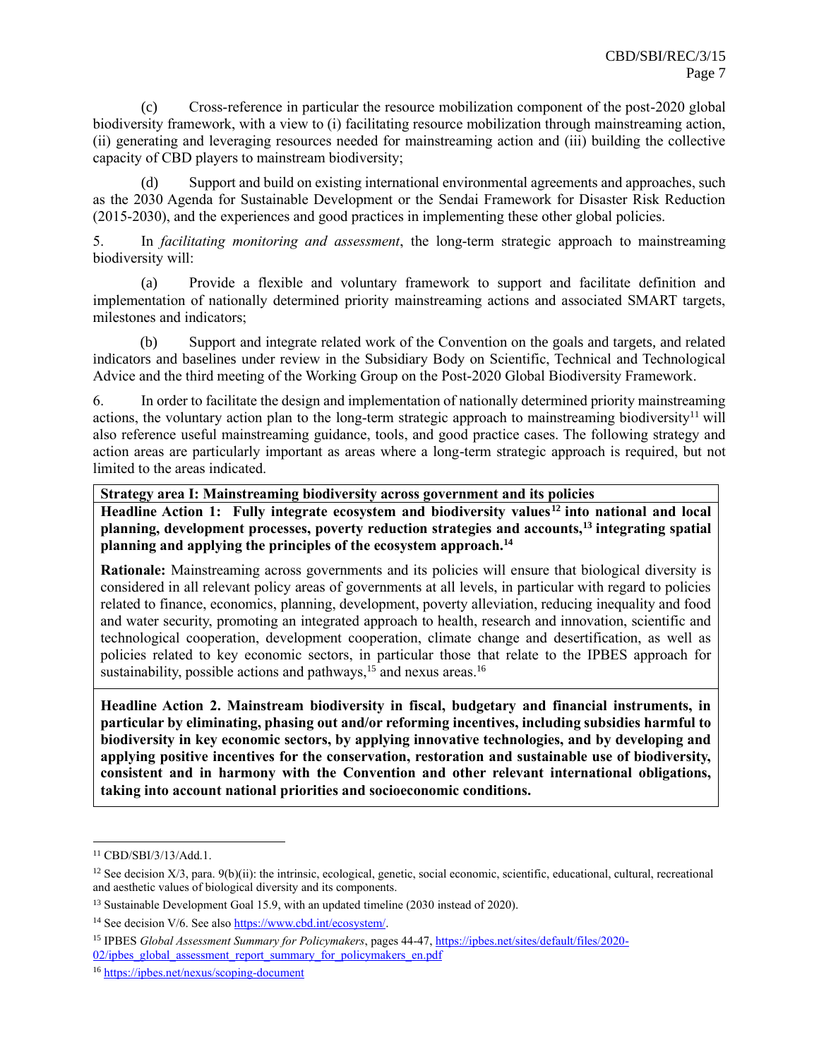(c) Cross-reference in particular the resource mobilization component of the post-2020 global biodiversity framework, with a view to (i) facilitating resource mobilization through mainstreaming action, (ii) generating and leveraging resources needed for mainstreaming action and (iii) building the collective capacity of CBD players to mainstream biodiversity;

(d) Support and build on existing international environmental agreements and approaches, such as the 2030 Agenda for Sustainable Development or the Sendai Framework for Disaster Risk Reduction (2015-2030), and the experiences and good practices in implementing these other global policies.

5. In *facilitating monitoring and assessment*, the long-term strategic approach to mainstreaming biodiversity will:

(a) Provide a flexible and voluntary framework to support and facilitate definition and implementation of nationally determined priority mainstreaming actions and associated SMART targets, milestones and indicators;

(b) Support and integrate related work of the Convention on the goals and targets, and related indicators and baselines under review in the Subsidiary Body on Scientific, Technical and Technological Advice and the third meeting of the Working Group on the Post-2020 Global Biodiversity Framework.

6. In order to facilitate the design and implementation of nationally determined priority mainstreaming actions, the voluntary action plan to the long-term strategic approach to mainstreaming biodiversity[11] will also reference useful mainstreaming guidance, tools, and good practice cases. The following strategy and action areas are particularly important as areas where a long-term strategic approach is required, but not limited to the areas indicated.

**Strategy area I: Mainstreaming biodiversity across government and its policies**

**Headline Action 1: Fully integrate ecosystem and biodiversity values[12] into national and local planning, development processes, poverty reduction strategies and accounts,[13] integrating spatial planning and applying the principles of the ecosystem approach.[14]**

**Rationale:** Mainstreaming across governments and its policies will ensure that biological diversity is considered in all relevant policy areas of governments at all levels, in particular with regard to policies related to finance, economics, planning, development, poverty alleviation, reducing inequality and food and water security, promoting an integrated approach to health, research and innovation, scientific and technological cooperation, development cooperation, climate change and desertification, as well as policies related to key economic sectors, in particular those that relate to the IPBES approach for sustainability, possible actions and pathways,[15] and nexus areas.[16]

**Headline Action 2. Mainstream biodiversity in fiscal, budgetary and financial instruments, in particular by eliminating, phasing out and/or reforming incentives, including subsidies harmful to biodiversity in key economic sectors, by applying innovative technologies, and by developing and applying positive incentives for the conservation, restoration and sustainable use of biodiversity, consistent and in harmony with the Convention and other relevant international obligations, taking into account national priorities and socioeconomic conditions.**

---

[11] CBD/SBI/3/13/Add.1.

[12] See decision X/3, para. 9(b)(ii): the intrinsic, ecological, genetic, social economic, scientific, educational, cultural, recreational and aesthetic values of biological diversity and its components.

[13] Sustainable Development Goal 15.9, with an updated timeline (2030 instead of 2020).

[14] See decision V/6. See also https://www.cbd.int/ecosystem/.

[15] IPBES *Global Assessment Summary for Policymakers*, pages 44-47, https://ipbes.net/sites/default/files/2020-02/ipbes_global_assessment_report_summary_for_policymakers_en.pdf

[16] https://ipbes.net/nexus/scoping-document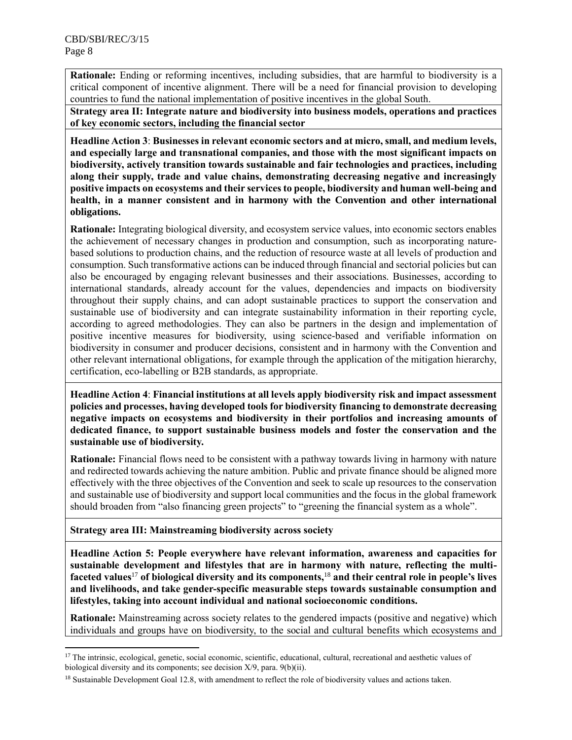**Rationale:** Ending or reforming incentives, including subsidies, that are harmful to biodiversity is a critical component of incentive alignment. There will be a need for financial provision to developing countries to fund the national implementation of positive incentives in the global South.

**Strategy area II: Integrate nature and biodiversity into business models, operations and practices of key economic sectors, including the financial sector**

**Headline Action 3**: **Businesses in relevant economic sectors and at micro, small, and medium levels, and especially large and transnational companies, and those with the most significant impacts on biodiversity, actively transition towards sustainable and fair technologies and practices, including along their supply, trade and value chains, demonstrating decreasing negative and increasingly positive impacts on ecosystems and their services to people, biodiversity and human well-being and health, in a manner consistent and in harmony with the Convention and other international obligations.**

**Rationale:** Integrating biological diversity, and ecosystem service values, into economic sectors enables the achievement of necessary changes in production and consumption, such as incorporating nature-based solutions to production chains, and the reduction of resource waste at all levels of production and consumption. Such transformative actions can be induced through financial and sectorial policies but can also be encouraged by engaging relevant businesses and their associations. Businesses, according to international standards, already account for the values, dependencies and impacts on biodiversity throughout their supply chains, and can adopt sustainable practices to support the conservation and sustainable use of biodiversity and can integrate sustainability information in their reporting cycle, according to agreed methodologies. They can also be partners in the design and implementation of positive incentive measures for biodiversity, using science-based and verifiable information on biodiversity in consumer and producer decisions, consistent and in harmony with the Convention and other relevant international obligations, for example through the application of the mitigation hierarchy, certification, eco-labelling or B2B standards, as appropriate.

**Headline Action 4**: **Financial institutions at all levels apply biodiversity risk and impact assessment policies and processes, having developed tools for biodiversity financing to demonstrate decreasing negative impacts on ecosystems and biodiversity in their portfolios and increasing amounts of dedicated finance, to support sustainable business models and foster the conservation and the sustainable use of biodiversity.**

**Rationale:** Financial flows need to be consistent with a pathway towards living in harmony with nature and redirected towards achieving the nature ambition. Public and private finance should be aligned more effectively with the three objectives of the Convention and seek to scale up resources to the conservation and sustainable use of biodiversity and support local communities and the focus in the global framework should broaden from "also financing green projects" to "greening the financial system as a whole".

**Strategy area III: Mainstreaming biodiversity across society**

**Headline Action 5: People everywhere have relevant information, awareness and capacities for sustainable development and lifestyles that are in harmony with nature, reflecting the multi-faceted values**[17] **of biological diversity and its components,**[18] **and their central role in people's lives and livelihoods, and take gender-specific measurable steps towards sustainable consumption and lifestyles, taking into account individual and national socioeconomic conditions.**

**Rationale:** Mainstreaming across society relates to the gendered impacts (positive and negative) which individuals and groups have on biodiversity, to the social and cultural benefits which ecosystems and

---

[17] The intrinsic, ecological, genetic, social economic, scientific, educational, cultural, recreational and aesthetic values of biological diversity and its components; see decision X/9, para. 9(b)(ii).

[18] Sustainable Development Goal 12.8, with amendment to reflect the role of biodiversity values and actions taken.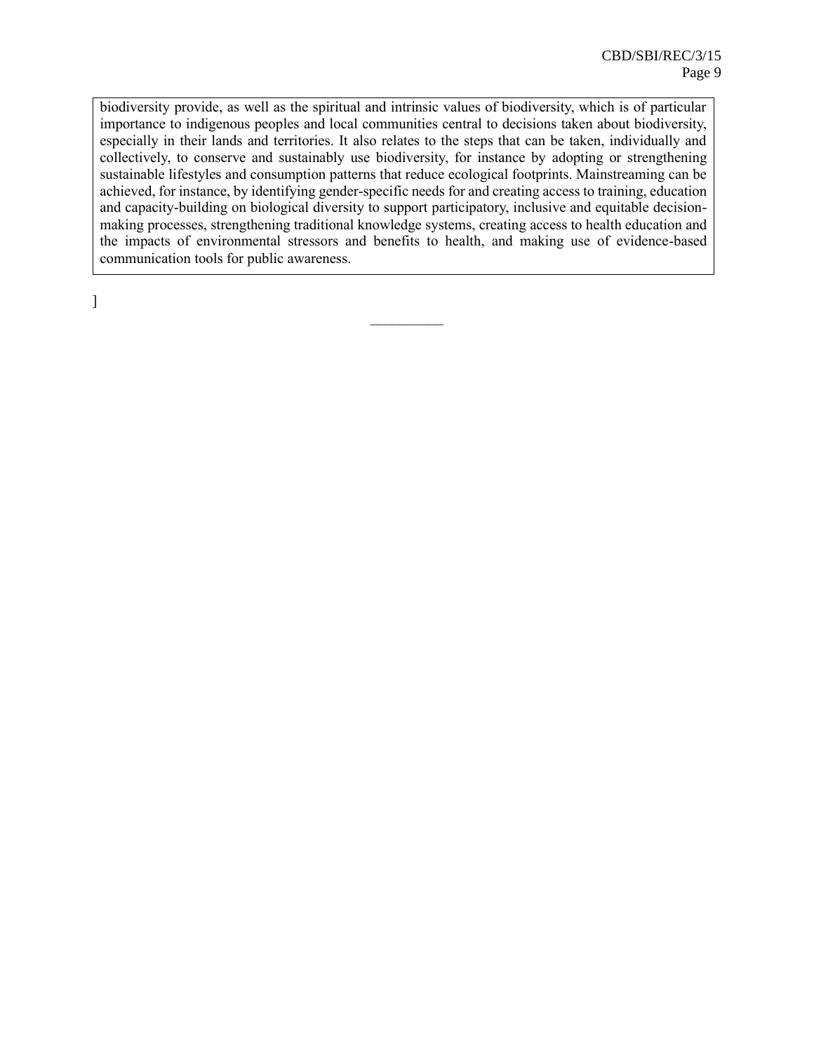biodiversity provide, as well as the spiritual and intrinsic values of biodiversity, which is of particular importance to indigenous peoples and local communities central to decisions taken about biodiversity, especially in their lands and territories. It also relates to the steps that can be taken, individually and collectively, to conserve and sustainably use biodiversity, for instance by adopting or strengthening sustainable lifestyles and consumption patterns that reduce ecological footprints. Mainstreaming can be achieved, for instance, by identifying gender-specific needs for and creating access to training, education and capacity-building on biological diversity to support participatory, inclusive and equitable decision-making processes, strengthening traditional knowledge systems, creating access to health education and the impacts of environmental stressors and benefits to health, and making use of evidence-based communication tools for public awareness.

]

__________